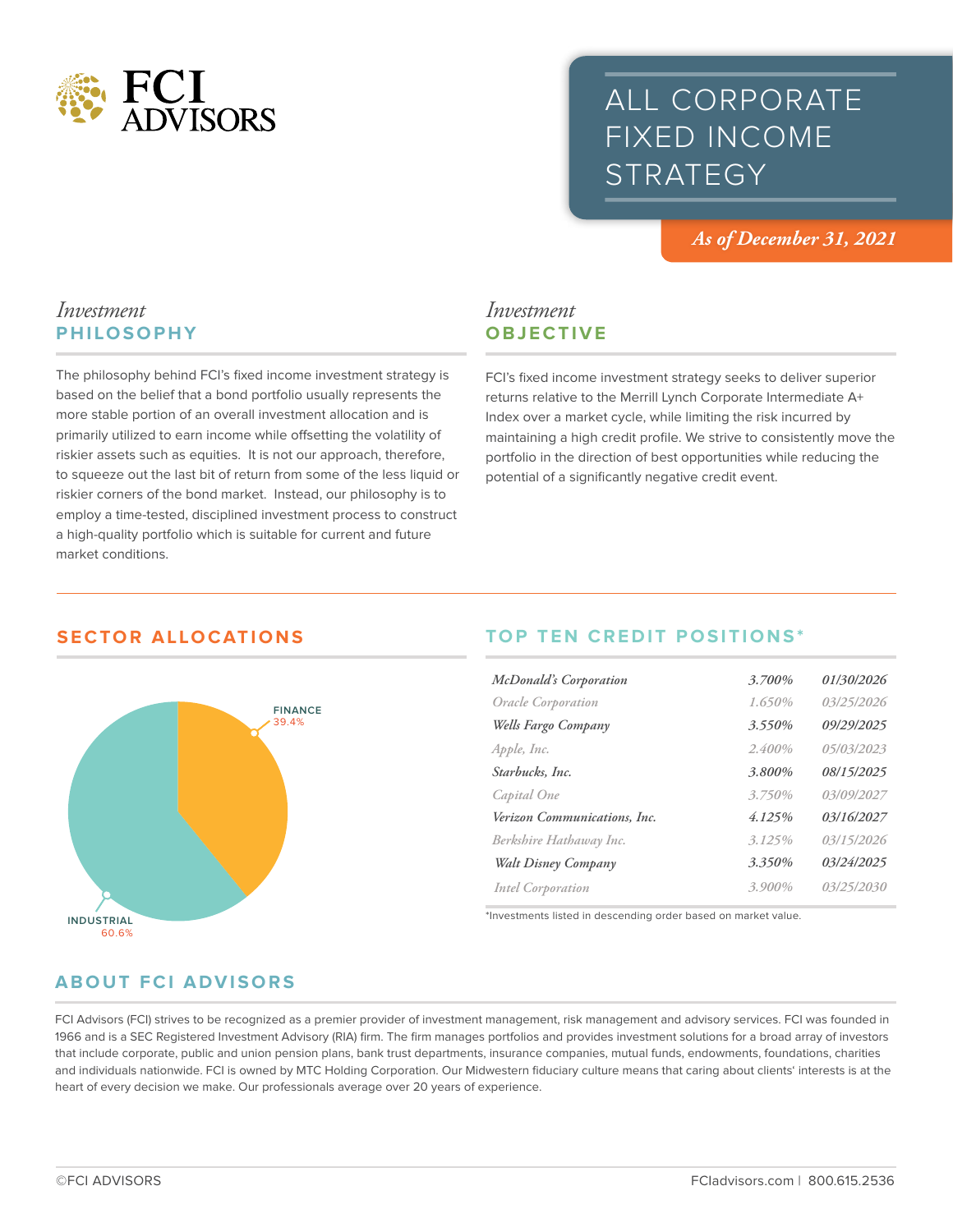# ALL CORPORATE FIXED INCOME STRATEGY

*As of December 31, 2021*

## *Investment* PHILOSOPHY

The philosophy behind FCI's fixed income investment strategy is based on the belief that a bond portfolio usually represents the more stable portion of an overall investment allocation and is primarily utilized to earn income while offsetting the volatility of riskier assets such as equities. It is not our approach, therefore, to squeeze out the last bit of return from some of the less liquid or riskier corners of the bond market. Instead, our philosophy is to employ a time-tested, disciplined investment process to construct a high-quality portfolio which is suitable for current and future market conditions.

## *Investment* OBJECTIVE

FCI's fixed income investment strategy seeks to deliver superior returns relative to the Merrill Lynch Corporate Intermediate A+ Index over a market cycle, while limiting the risk incurred by maintaining a high credit profile. We strive to consistently move the portfolio in the direction of best opportunities while reducing the potential of a significantly negative credit event.

## SECTOR ALLOCATIONS

FINANCE 39.4%

INDUSTRIAL 60.6%

## TOP TEN CREDIT POSITIONS*

| Issuer | Coupon | Maturity |
|---|---|---|
| *McDonald's Corporation* | 3.700% | 01/30/2026 |
| *Oracle Corporation* | 1.650% | 03/25/2026 |
| *Wells Fargo Company* | 3.550% | 09/29/2025 |
| *Apple, Inc.* | 2.400% | 05/03/2023 |
| *Starbucks, Inc.* | 3.800% | 08/15/2025 |
| *Capital One* | 3.750% | 03/09/2027 |
| *Verizon Communications, Inc.* | 4.125% | 03/16/2027 |
| *Berkshire Hathaway Inc.* | 3.125% | 03/15/2026 |
| *Walt Disney Company* | 3.350% | 03/24/2025 |
| *Intel Corporation* | 3.900% | 03/25/2030 |

*Investments listed in descending order based on market value.

## ABOUT FCI ADVISORS

FCI Advisors (FCI) strives to be recognized as a premier provider of investment management, risk management and advisory services. FCI was founded in 1966 and is a SEC Registered Investment Advisory (RIA) firm. The firm manages portfolios and provides investment solutions for a broad array of investors that include corporate, public and union pension plans, bank trust departments, insurance companies, mutual funds, endowments, foundations, charities and individuals nationwide. FCI is owned by MTC Holding Corporation. Our Midwestern fiduciary culture means that caring about clients' interests is at the heart of every decision we make. Our professionals average over 20 years of experience.

©FCI ADVISORS

FCIadvisors.com | 800.615.2536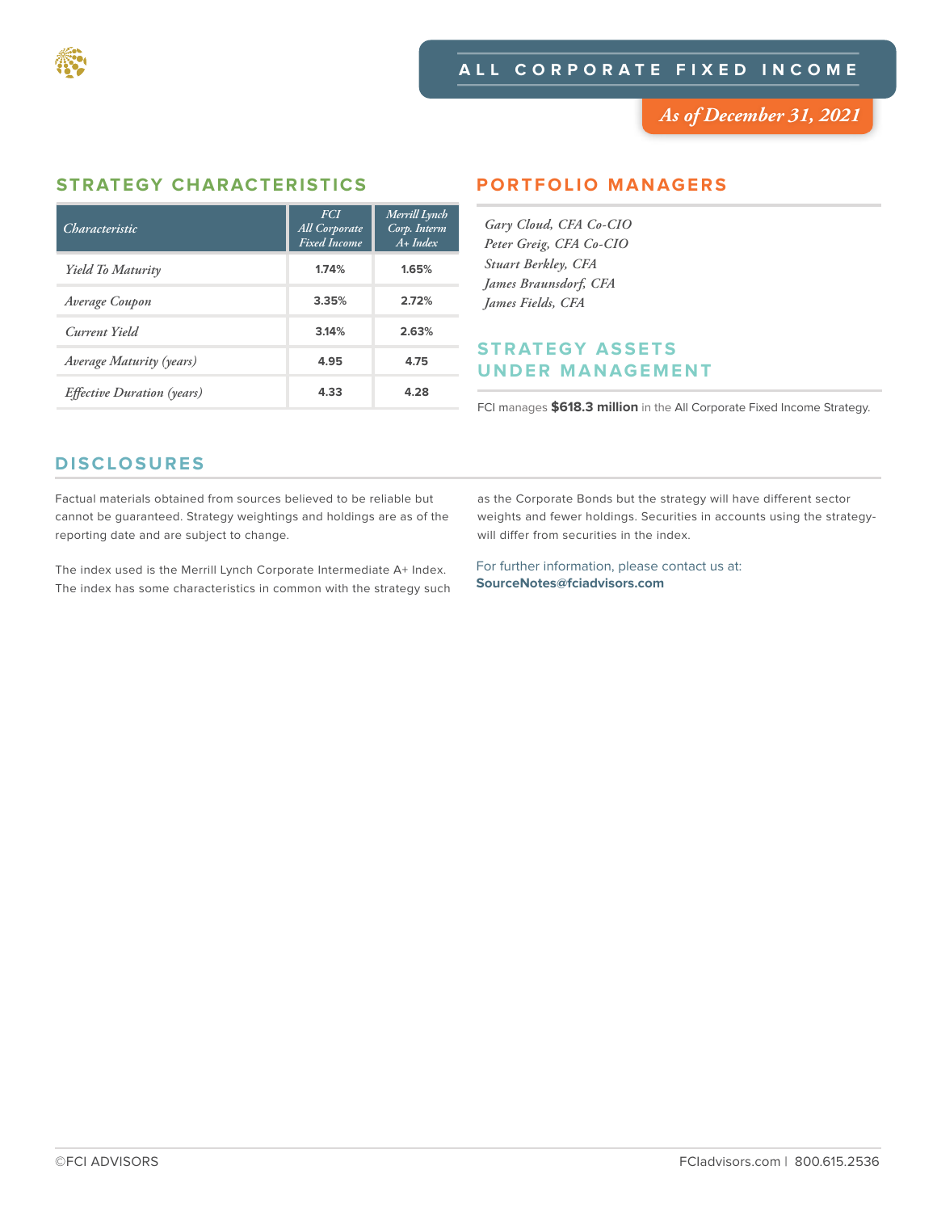# ALL CORPORATE FIXED INCOME

*As of December 31, 2021*

## STRATEGY CHARACTERISTICS

| *Characteristic* | *FCI All Corporate Fixed Income* | *Merrill Lynch Corp. Interm A+ Index* |
|---|---|---|
| *Yield To Maturity* | **1.74%** | **1.65%** |
| *Average Coupon* | **3.35%** | **2.72%** |
| *Current Yield* | **3.14%** | **2.63%** |
| *Average Maturity (years)* | **4.95** | **4.75** |
| *Effective Duration (years)* | **4.33** | **4.28** |

## PORTFOLIO MANAGERS

*Gary Cloud, CFA Co-CIO*
*Peter Greig, CFA Co-CIO*
*Stuart Berkley, CFA*
*James Braunsdorf, CFA*
*James Fields, CFA*

## STRATEGY ASSETS UNDER MANAGEMENT

FCI manages **$618.3 million** in the All Corporate Fixed Income Strategy.

## DISCLOSURES

Factual materials obtained from sources believed to be reliable but cannot be guaranteed. Strategy weightings and holdings are as of the reporting date and are subject to change.

The index used is the Merrill Lynch Corporate Intermediate A+ Index. The index has some characteristics in common with the strategy such as the Corporate Bonds but the strategy will have different sector weights and fewer holdings. Securities in accounts using the strategy-will differ from securities in the index.

For further information, please contact us at:
**SourceNotes@fciadvisors.com**

©FCI ADVISORS

FCIadvisors.com | 800.615.2536